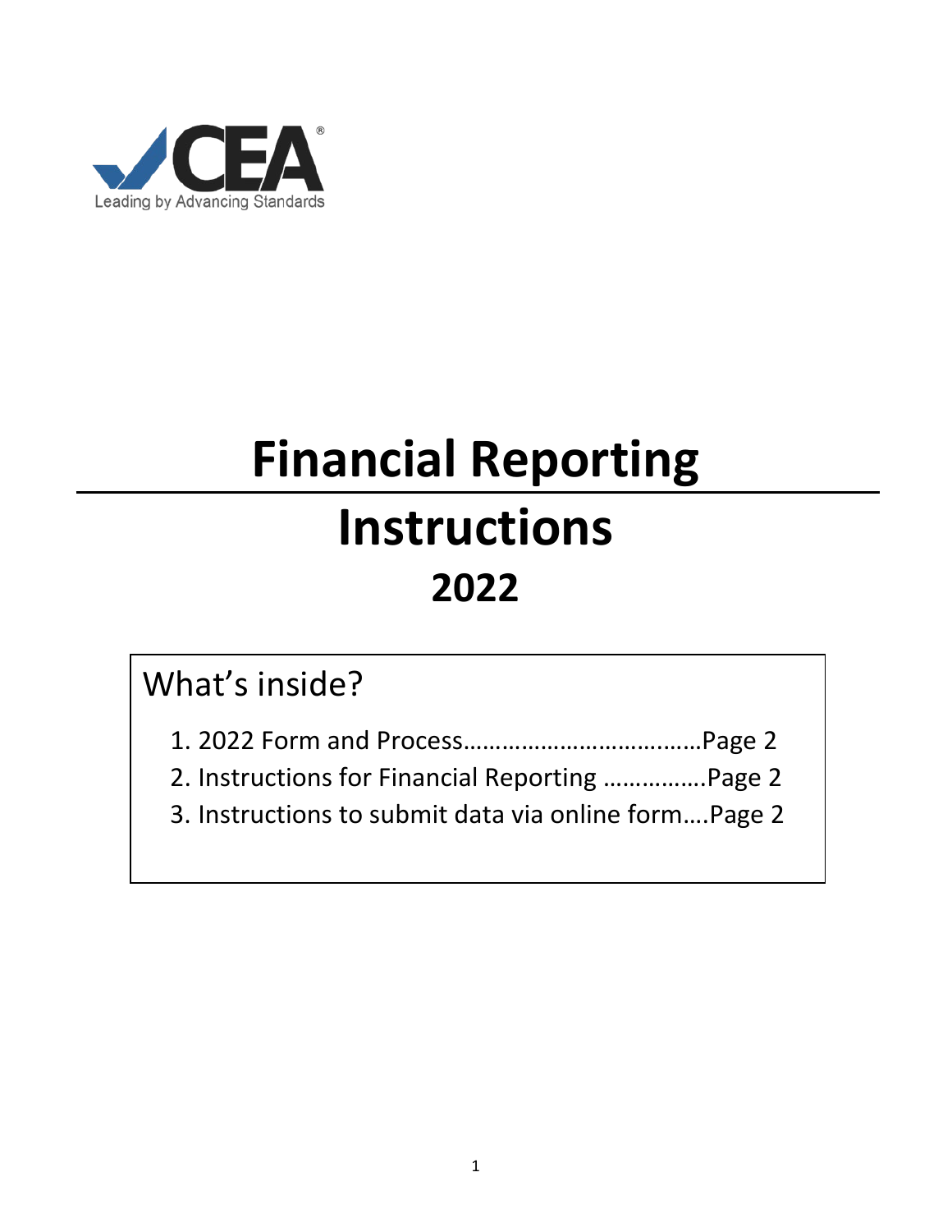CEA®

Leading by Advancing Standards

# Financial Reporting

# Instructions

## 2022

What's inside?

1. 2022 Form and Process……………………………….Page 2
2. Instructions for Financial Reporting …………….Page 2
3. Instructions to submit data via online form….Page 2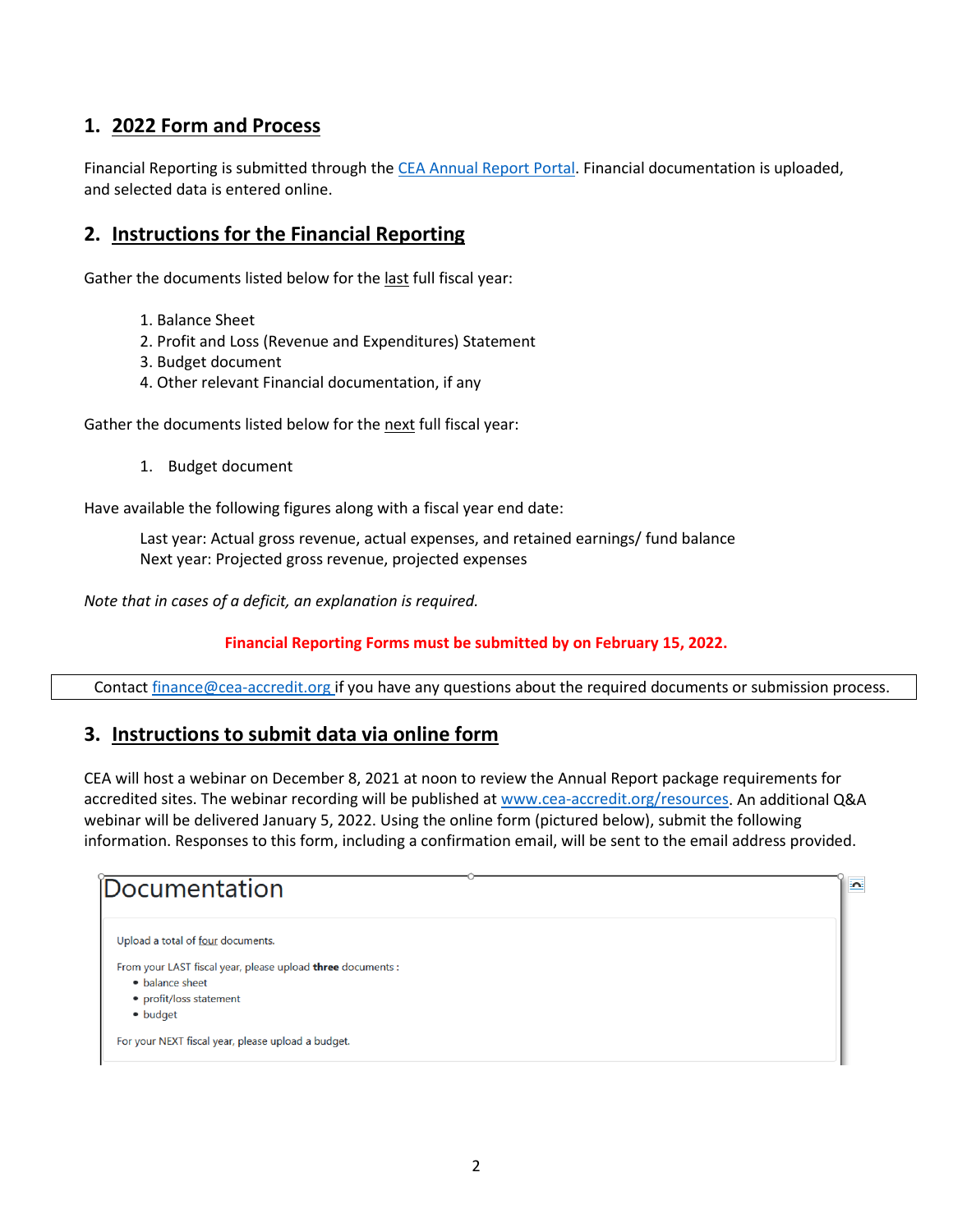## 1. 2022 Form and Process

Financial Reporting is submitted through the CEA Annual Report Portal. Financial documentation is uploaded, and selected data is entered online.

## 2. Instructions for the Financial Reporting

Gather the documents listed below for the last full fiscal year:

1. Balance Sheet
2. Profit and Loss (Revenue and Expenditures) Statement
3. Budget document
4. Other relevant Financial documentation, if any

Gather the documents listed below for the next full fiscal year:

1. Budget document

Have available the following figures along with a fiscal year end date:

Last year: Actual gross revenue, actual expenses, and retained earnings/ fund balance
Next year: Projected gross revenue, projected expenses

*Note that in cases of a deficit, an explanation is required.*

**Financial Reporting Forms must be submitted by on February 15, 2022.**

Contact finance@cea-accredit.org if you have any questions about the required documents or submission process.

## 3. Instructions to submit data via online form

CEA will host a webinar on December 8, 2021 at noon to review the Annual Report package requirements for accredited sites. The webinar recording will be published at www.cea-accredit.org/resources. An additional Q&A webinar will be delivered January 5, 2022. Using the online form (pictured below), submit the following information. Responses to this form, including a confirmation email, will be sent to the email address provided.

### Documentation

Upload a total of four documents.

From your LAST fiscal year, please upload **three** documents :

- balance sheet
- profit/loss statement
- budget

For your NEXT fiscal year, please upload a budget.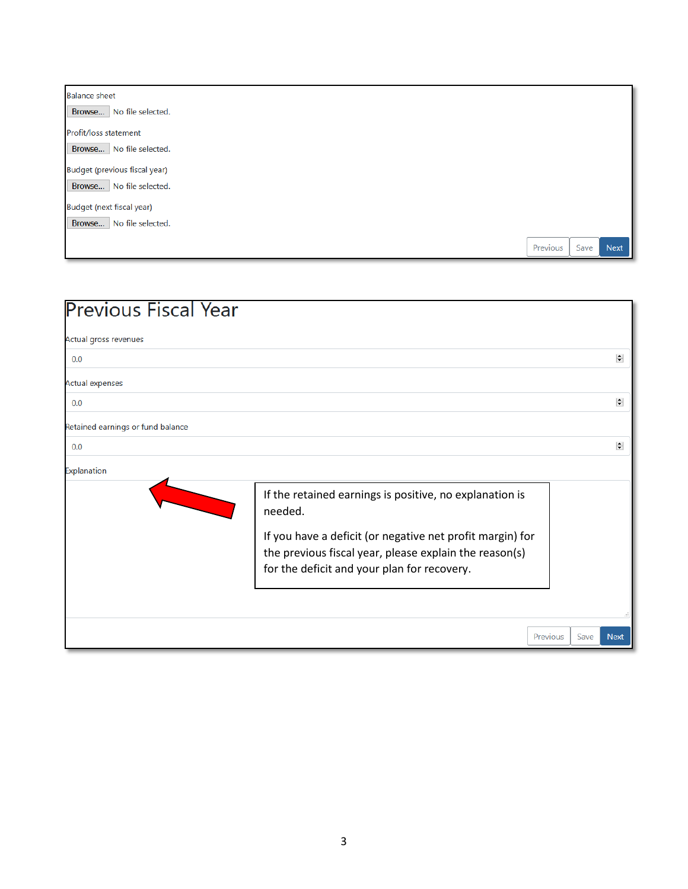Balance sheet

Browse... No file selected.

Profit/loss statement

Browse... No file selected.

Budget (previous fiscal year)

Browse... No file selected.

Budget (next fiscal year)

Browse... No file selected.

Previous Save Next

# Previous Fiscal Year

Actual gross revenues

0.0

Actual expenses

0.0

Retained earnings or fund balance

0.0

Explanation

If the retained earnings is positive, no explanation is needed.

If you have a deficit (or negative net profit margin) for the previous fiscal year, please explain the reason(s) for the deficit and your plan for recovery.

Previous Save Next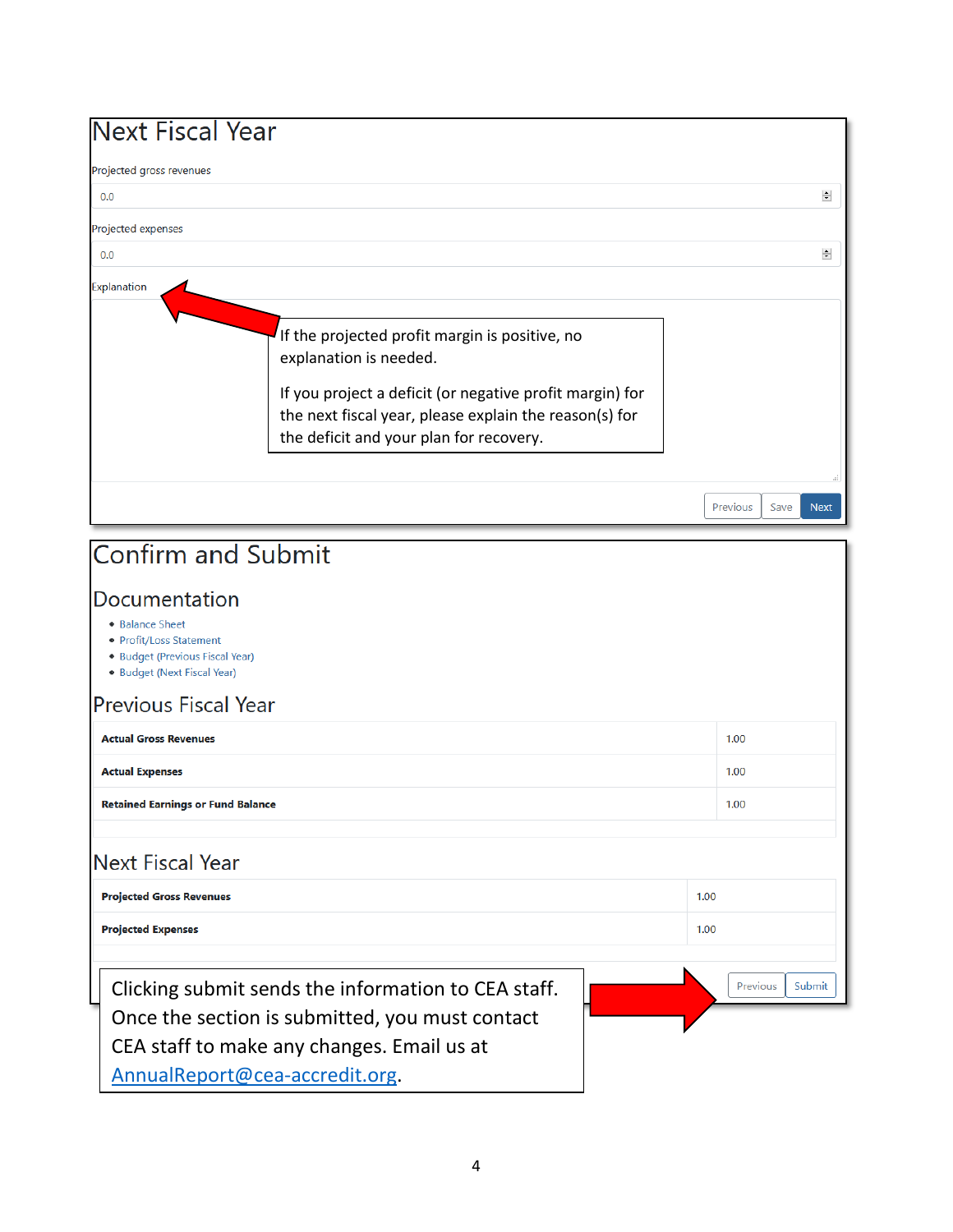# Next Fiscal Year

Projected gross revenues

0.0

Projected expenses

0.0

Explanation

If the projected profit margin is positive, no explanation is needed.

If you project a deficit (or negative profit margin) for the next fiscal year, please explain the reason(s) for the deficit and your plan for recovery.

Previous Save Next

# Confirm and Submit

## Documentation

- Balance Sheet
- Profit/Loss Statement
- Budget (Previous Fiscal Year)
- Budget (Next Fiscal Year)

## Previous Fiscal Year

| | |
|---|---|
| **Actual Gross Revenues** | 1.00 |
| **Actual Expenses** | 1.00 |
| **Retained Earnings or Fund Balance** | 1.00 |

## Next Fiscal Year

| | |
|---|---|
| **Projected Gross Revenues** | 1.00 |
| **Projected Expenses** | 1.00 |

Previous Submit

Clicking submit sends the information to CEA staff. Once the section is submitted, you must contact CEA staff to make any changes. Email us at AnnualReport@cea-accredit.org.